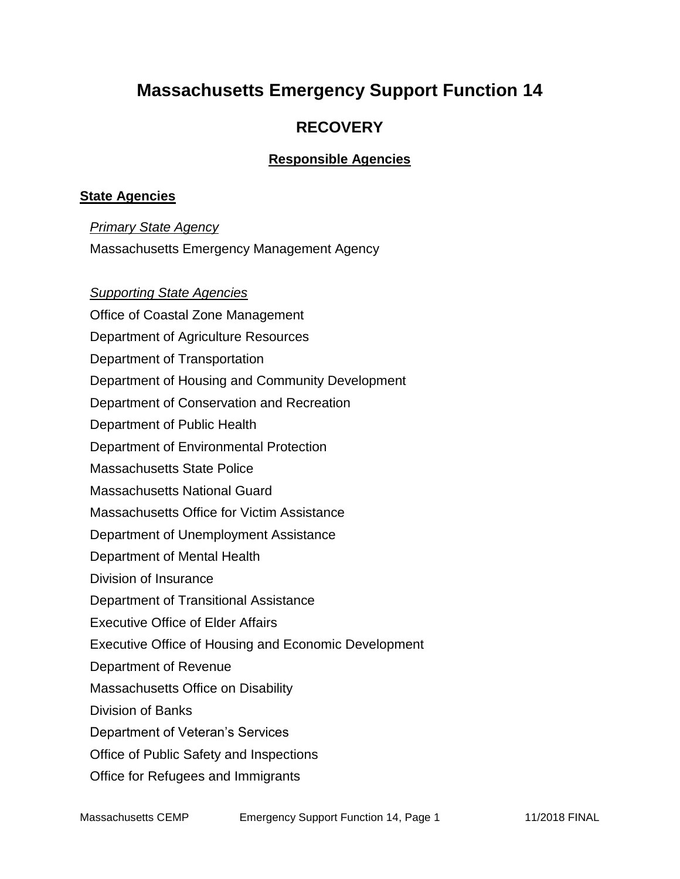# Massachusetts Emergency Support Function 14

## RECOVERY

### Responsible Agencies

**State Agencies**

*Primary State Agency*

Massachusetts Emergency Management Agency

*Supporting State Agencies*

Office of Coastal Zone Management
Department of Agriculture Resources
Department of Transportation
Department of Housing and Community Development
Department of Conservation and Recreation
Department of Public Health
Department of Environmental Protection
Massachusetts State Police
Massachusetts National Guard
Massachusetts Office for Victim Assistance
Department of Unemployment Assistance
Department of Mental Health
Division of Insurance
Department of Transitional Assistance
Executive Office of Elder Affairs
Executive Office of Housing and Economic Development
Department of Revenue
Massachusetts Office on Disability
Division of Banks
Department of Veteran's Services
Office of Public Safety and Inspections
Office for Refugees and Immigrants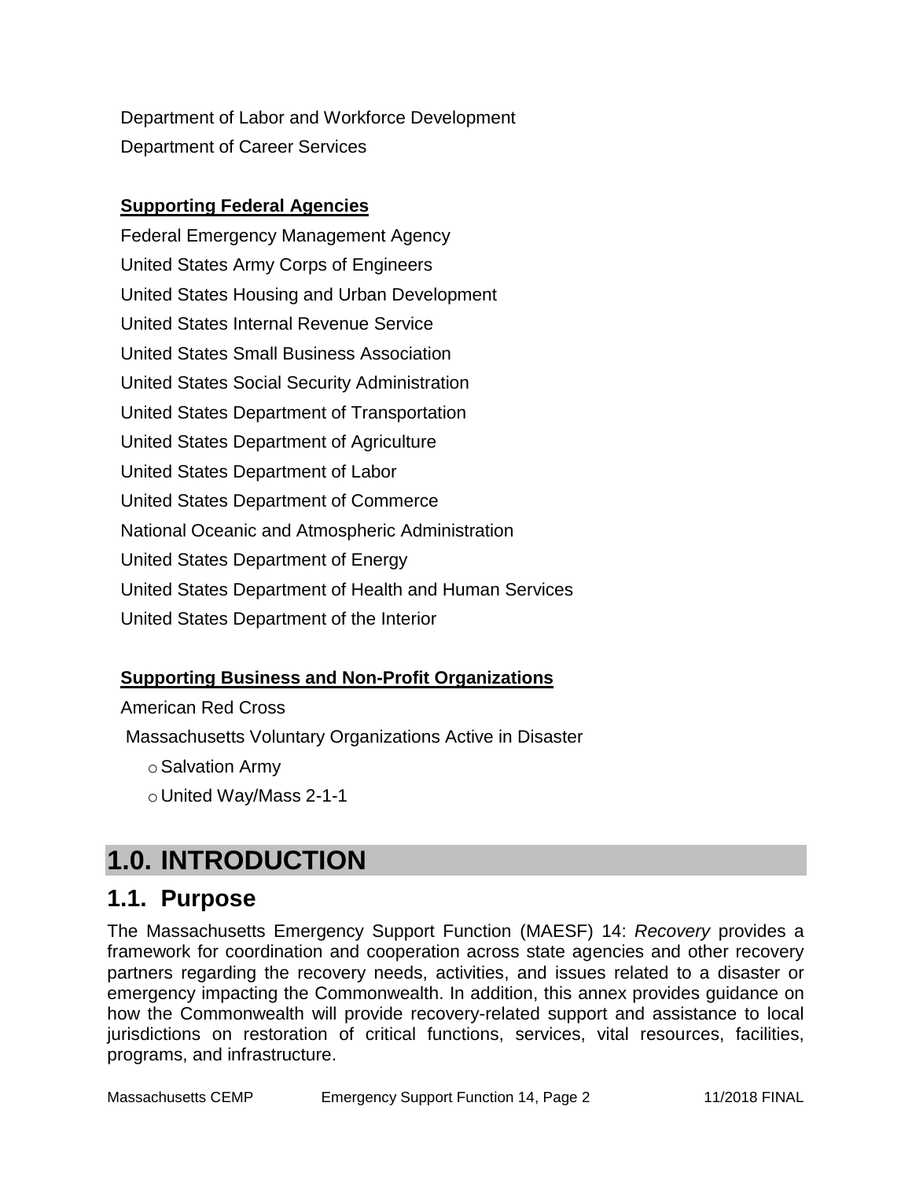Department of Labor and Workforce Development

Department of Career Services

**Supporting Federal Agencies**

Federal Emergency Management Agency

United States Army Corps of Engineers

United States Housing and Urban Development

United States Internal Revenue Service

United States Small Business Association

United States Social Security Administration

United States Department of Transportation

United States Department of Agriculture

United States Department of Labor

United States Department of Commerce

National Oceanic and Atmospheric Administration

United States Department of Energy

United States Department of Health and Human Services

United States Department of the Interior

**Supporting Business and Non-Profit Organizations**

American Red Cross

Massachusetts Voluntary Organizations Active in Disaster

- Salvation Army
- United Way/Mass 2-1-1

# 1.0. INTRODUCTION

## 1.1. Purpose

The Massachusetts Emergency Support Function (MAESF) 14: *Recovery* provides a framework for coordination and cooperation across state agencies and other recovery partners regarding the recovery needs, activities, and issues related to a disaster or emergency impacting the Commonwealth. In addition, this annex provides guidance on how the Commonwealth will provide recovery-related support and assistance to local jurisdictions on restoration of critical functions, services, vital resources, facilities, programs, and infrastructure.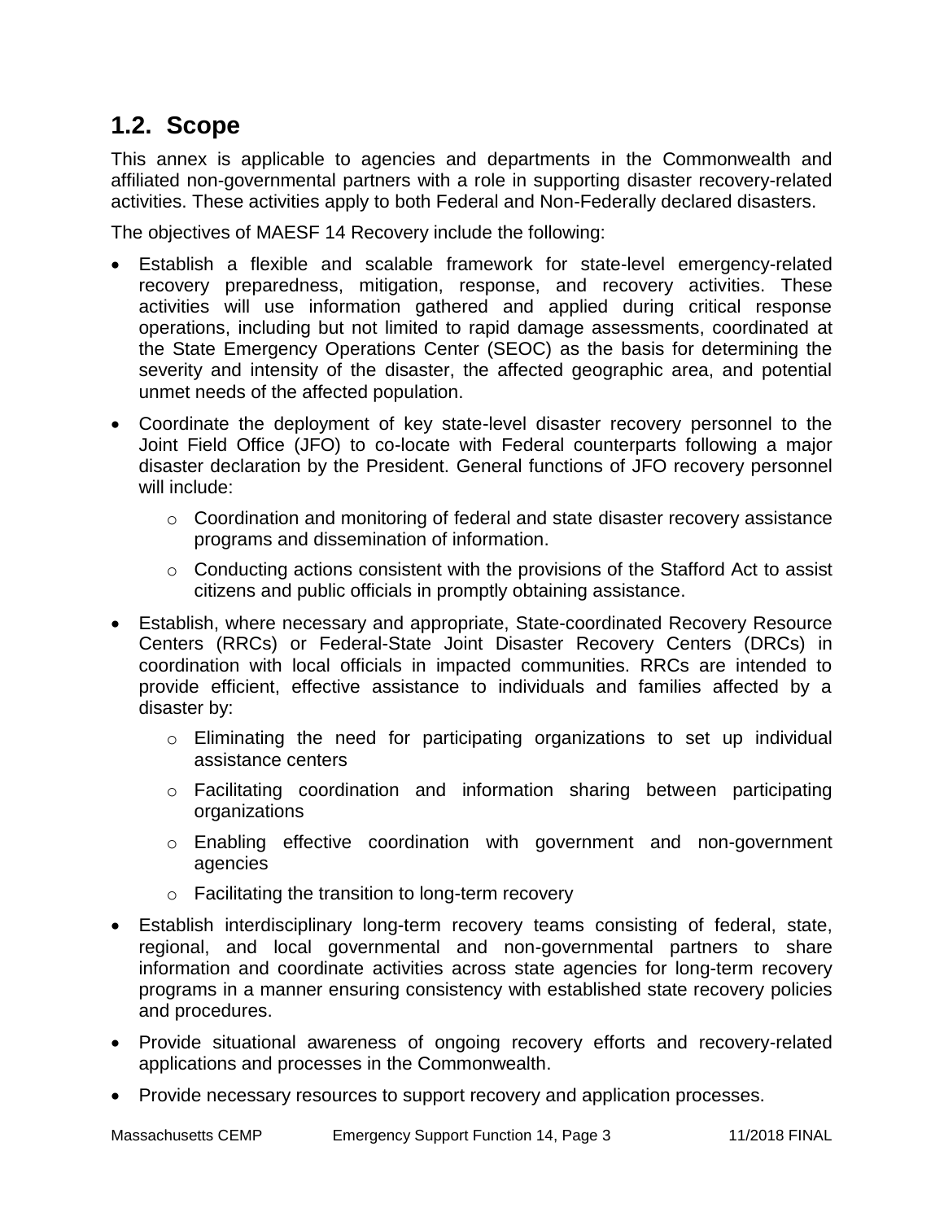## 1.2. Scope

This annex is applicable to agencies and departments in the Commonwealth and affiliated non-governmental partners with a role in supporting disaster recovery-related activities. These activities apply to both Federal and Non-Federally declared disasters.

The objectives of MAESF 14 Recovery include the following:

- Establish a flexible and scalable framework for state-level emergency-related recovery preparedness, mitigation, response, and recovery activities. These activities will use information gathered and applied during critical response operations, including but not limited to rapid damage assessments, coordinated at the State Emergency Operations Center (SEOC) as the basis for determining the severity and intensity of the disaster, the affected geographic area, and potential unmet needs of the affected population.
- Coordinate the deployment of key state-level disaster recovery personnel to the Joint Field Office (JFO) to co-locate with Federal counterparts following a major disaster declaration by the President. General functions of JFO recovery personnel will include:
    - Coordination and monitoring of federal and state disaster recovery assistance programs and dissemination of information.
    - Conducting actions consistent with the provisions of the Stafford Act to assist citizens and public officials in promptly obtaining assistance.
- Establish, where necessary and appropriate, State-coordinated Recovery Resource Centers (RRCs) or Federal-State Joint Disaster Recovery Centers (DRCs) in coordination with local officials in impacted communities. RRCs are intended to provide efficient, effective assistance to individuals and families affected by a disaster by:
    - Eliminating the need for participating organizations to set up individual assistance centers
    - Facilitating coordination and information sharing between participating organizations
    - Enabling effective coordination with government and non-government agencies
    - Facilitating the transition to long-term recovery
- Establish interdisciplinary long-term recovery teams consisting of federal, state, regional, and local governmental and non-governmental partners to share information and coordinate activities across state agencies for long-term recovery programs in a manner ensuring consistency with established state recovery policies and procedures.
- Provide situational awareness of ongoing recovery efforts and recovery-related applications and processes in the Commonwealth.
- Provide necessary resources to support recovery and application processes.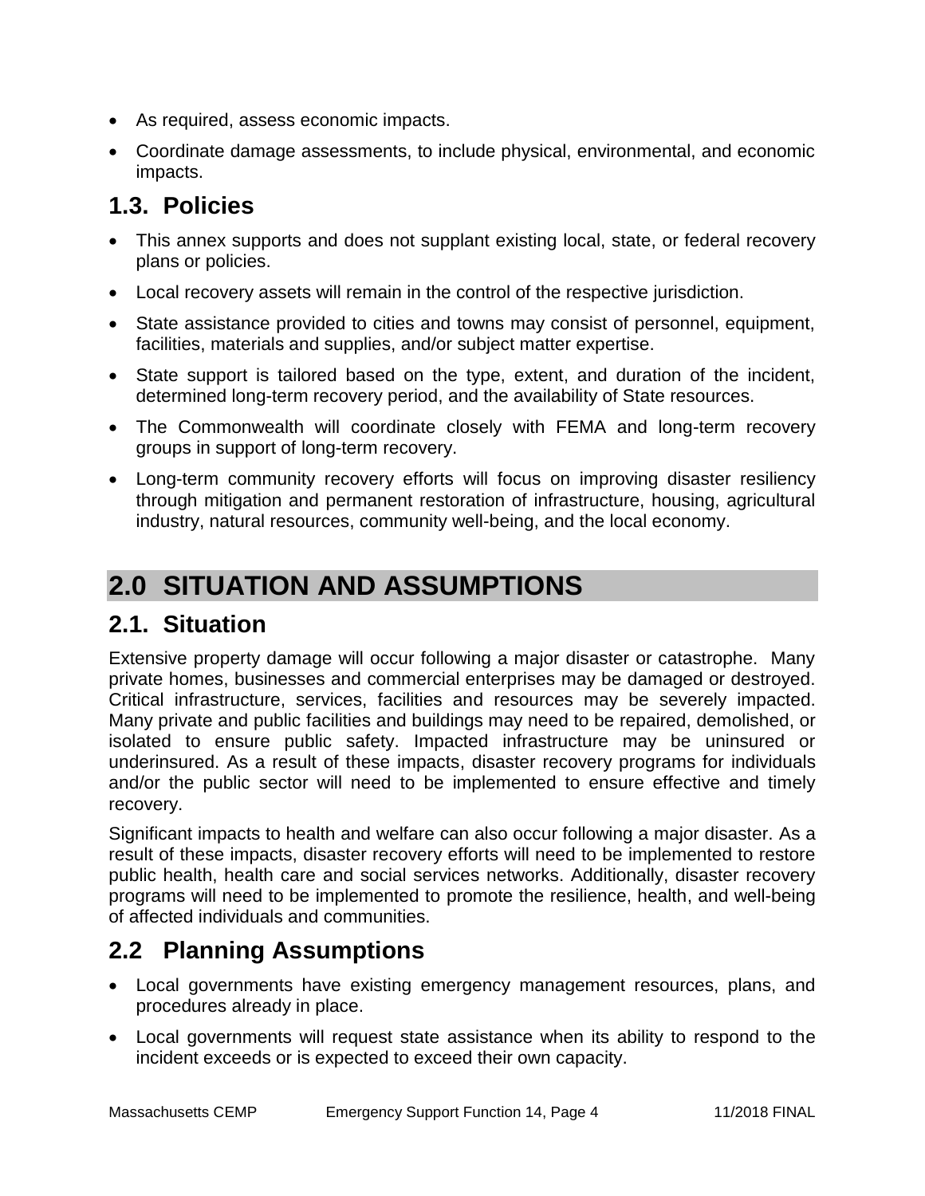- As required, assess economic impacts.
- Coordinate damage assessments, to include physical, environmental, and economic impacts.

## 1.3. Policies

- This annex supports and does not supplant existing local, state, or federal recovery plans or policies.
- Local recovery assets will remain in the control of the respective jurisdiction.
- State assistance provided to cities and towns may consist of personnel, equipment, facilities, materials and supplies, and/or subject matter expertise.
- State support is tailored based on the type, extent, and duration of the incident, determined long-term recovery period, and the availability of State resources.
- The Commonwealth will coordinate closely with FEMA and long-term recovery groups in support of long-term recovery.
- Long-term community recovery efforts will focus on improving disaster resiliency through mitigation and permanent restoration of infrastructure, housing, agricultural industry, natural resources, community well-being, and the local economy.

# 2.0 SITUATION AND ASSUMPTIONS

## 2.1. Situation

Extensive property damage will occur following a major disaster or catastrophe. Many private homes, businesses and commercial enterprises may be damaged or destroyed. Critical infrastructure, services, facilities and resources may be severely impacted. Many private and public facilities and buildings may need to be repaired, demolished, or isolated to ensure public safety. Impacted infrastructure may be uninsured or underinsured. As a result of these impacts, disaster recovery programs for individuals and/or the public sector will need to be implemented to ensure effective and timely recovery.

Significant impacts to health and welfare can also occur following a major disaster. As a result of these impacts, disaster recovery efforts will need to be implemented to restore public health, health care and social services networks. Additionally, disaster recovery programs will need to be implemented to promote the resilience, health, and well-being of affected individuals and communities.

## 2.2 Planning Assumptions

- Local governments have existing emergency management resources, plans, and procedures already in place.
- Local governments will request state assistance when its ability to respond to the incident exceeds or is expected to exceed their own capacity.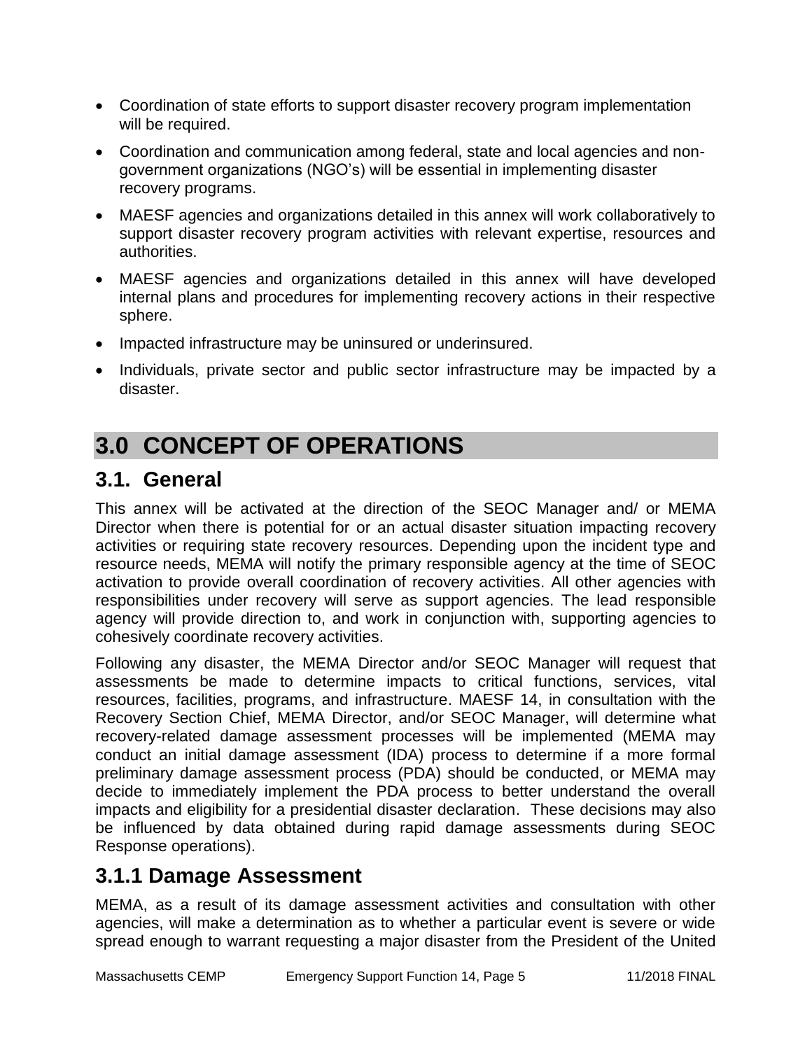- Coordination of state efforts to support disaster recovery program implementation will be required.
- Coordination and communication among federal, state and local agencies and non-government organizations (NGO's) will be essential in implementing disaster recovery programs.
- MAESF agencies and organizations detailed in this annex will work collaboratively to support disaster recovery program activities with relevant expertise, resources and authorities.
- MAESF agencies and organizations detailed in this annex will have developed internal plans and procedures for implementing recovery actions in their respective sphere.
- Impacted infrastructure may be uninsured or underinsured.
- Individuals, private sector and public sector infrastructure may be impacted by a disaster.

# 3.0 CONCEPT OF OPERATIONS

## 3.1. General

This annex will be activated at the direction of the SEOC Manager and/ or MEMA Director when there is potential for or an actual disaster situation impacting recovery activities or requiring state recovery resources. Depending upon the incident type and resource needs, MEMA will notify the primary responsible agency at the time of SEOC activation to provide overall coordination of recovery activities. All other agencies with responsibilities under recovery will serve as support agencies. The lead responsible agency will provide direction to, and work in conjunction with, supporting agencies to cohesively coordinate recovery activities.

Following any disaster, the MEMA Director and/or SEOC Manager will request that assessments be made to determine impacts to critical functions, services, vital resources, facilities, programs, and infrastructure. MAESF 14, in consultation with the Recovery Section Chief, MEMA Director, and/or SEOC Manager, will determine what recovery-related damage assessment processes will be implemented (MEMA may conduct an initial damage assessment (IDA) process to determine if a more formal preliminary damage assessment process (PDA) should be conducted, or MEMA may decide to immediately implement the PDA process to better understand the overall impacts and eligibility for a presidential disaster declaration. These decisions may also be influenced by data obtained during rapid damage assessments during SEOC Response operations).

## 3.1.1 Damage Assessment

MEMA, as a result of its damage assessment activities and consultation with other agencies, will make a determination as to whether a particular event is severe or wide spread enough to warrant requesting a major disaster from the President of the United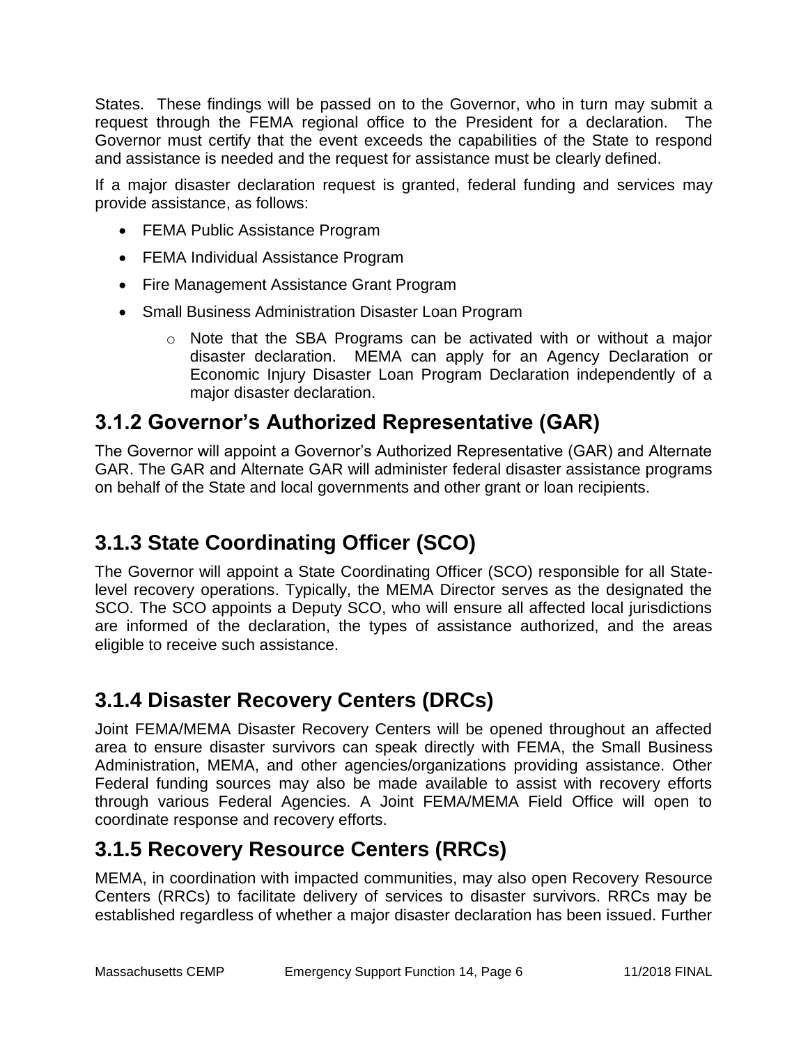States. These findings will be passed on to the Governor, who in turn may submit a request through the FEMA regional office to the President for a declaration. The Governor must certify that the event exceeds the capabilities of the State to respond and assistance is needed and the request for assistance must be clearly defined.

If a major disaster declaration request is granted, federal funding and services may provide assistance, as follows:

- FEMA Public Assistance Program
- FEMA Individual Assistance Program
- Fire Management Assistance Grant Program
- Small Business Administration Disaster Loan Program
    - Note that the SBA Programs can be activated with or without a major disaster declaration. MEMA can apply for an Agency Declaration or Economic Injury Disaster Loan Program Declaration independently of a major disaster declaration.

## 3.1.2 Governor's Authorized Representative (GAR)

The Governor will appoint a Governor's Authorized Representative (GAR) and Alternate GAR. The GAR and Alternate GAR will administer federal disaster assistance programs on behalf of the State and local governments and other grant or loan recipients.

## 3.1.3 State Coordinating Officer (SCO)

The Governor will appoint a State Coordinating Officer (SCO) responsible for all State-level recovery operations. Typically, the MEMA Director serves as the designated the SCO. The SCO appoints a Deputy SCO, who will ensure all affected local jurisdictions are informed of the declaration, the types of assistance authorized, and the areas eligible to receive such assistance.

## 3.1.4 Disaster Recovery Centers (DRCs)

Joint FEMA/MEMA Disaster Recovery Centers will be opened throughout an affected area to ensure disaster survivors can speak directly with FEMA, the Small Business Administration, MEMA, and other agencies/organizations providing assistance. Other Federal funding sources may also be made available to assist with recovery efforts through various Federal Agencies. A Joint FEMA/MEMA Field Office will open to coordinate response and recovery efforts.

## 3.1.5 Recovery Resource Centers (RRCs)

MEMA, in coordination with impacted communities, may also open Recovery Resource Centers (RRCs) to facilitate delivery of services to disaster survivors. RRCs may be established regardless of whether a major disaster declaration has been issued. Further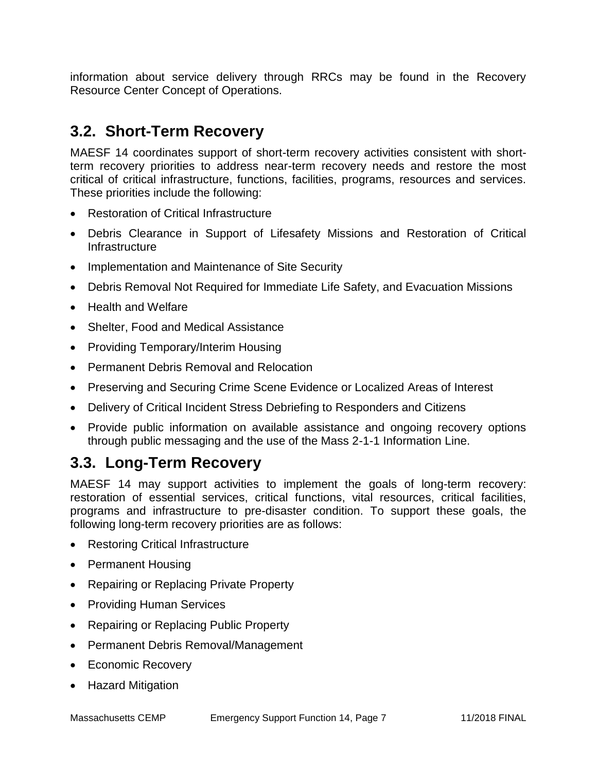information about service delivery through RRCs may be found in the Recovery Resource Center Concept of Operations.

## 3.2. Short-Term Recovery

MAESF 14 coordinates support of short-term recovery activities consistent with short-term recovery priorities to address near-term recovery needs and restore the most critical of critical infrastructure, functions, facilities, programs, resources and services. These priorities include the following:

- Restoration of Critical Infrastructure
- Debris Clearance in Support of Lifesafety Missions and Restoration of Critical Infrastructure
- Implementation and Maintenance of Site Security
- Debris Removal Not Required for Immediate Life Safety, and Evacuation Missions
- Health and Welfare
- Shelter, Food and Medical Assistance
- Providing Temporary/Interim Housing
- Permanent Debris Removal and Relocation
- Preserving and Securing Crime Scene Evidence or Localized Areas of Interest
- Delivery of Critical Incident Stress Debriefing to Responders and Citizens
- Provide public information on available assistance and ongoing recovery options through public messaging and the use of the Mass 2-1-1 Information Line.

## 3.3. Long-Term Recovery

MAESF 14 may support activities to implement the goals of long-term recovery: restoration of essential services, critical functions, vital resources, critical facilities, programs and infrastructure to pre-disaster condition. To support these goals, the following long-term recovery priorities are as follows:

- Restoring Critical Infrastructure
- Permanent Housing
- Repairing or Replacing Private Property
- Providing Human Services
- Repairing or Replacing Public Property
- Permanent Debris Removal/Management
- Economic Recovery
- Hazard Mitigation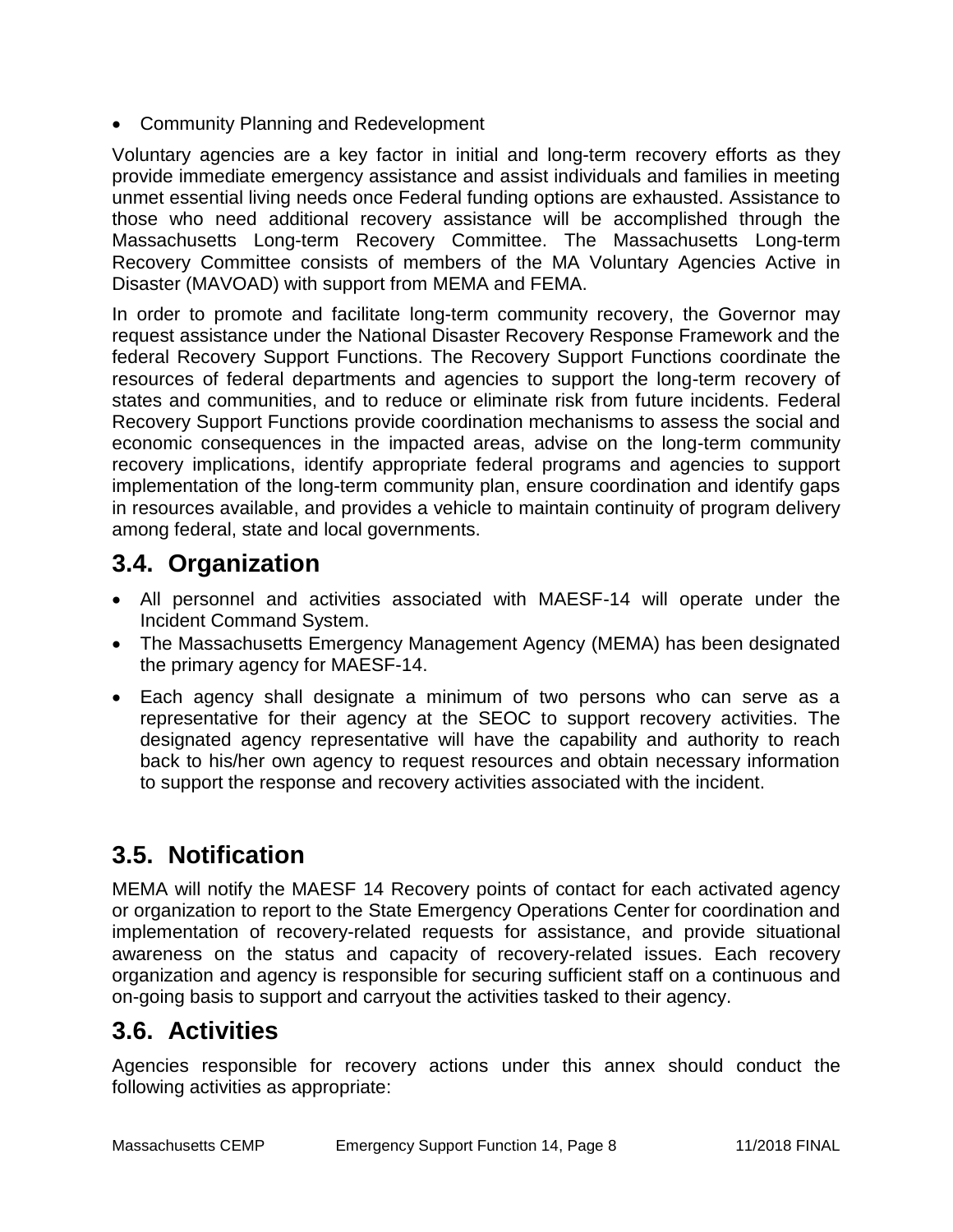- Community Planning and Redevelopment

Voluntary agencies are a key factor in initial and long-term recovery efforts as they provide immediate emergency assistance and assist individuals and families in meeting unmet essential living needs once Federal funding options are exhausted. Assistance to those who need additional recovery assistance will be accomplished through the Massachusetts Long-term Recovery Committee. The Massachusetts Long-term Recovery Committee consists of members of the MA Voluntary Agencies Active in Disaster (MAVOAD) with support from MEMA and FEMA.

In order to promote and facilitate long-term community recovery, the Governor may request assistance under the National Disaster Recovery Response Framework and the federal Recovery Support Functions. The Recovery Support Functions coordinate the resources of federal departments and agencies to support the long-term recovery of states and communities, and to reduce or eliminate risk from future incidents. Federal Recovery Support Functions provide coordination mechanisms to assess the social and economic consequences in the impacted areas, advise on the long-term community recovery implications, identify appropriate federal programs and agencies to support implementation of the long-term community plan, ensure coordination and identify gaps in resources available, and provides a vehicle to maintain continuity of program delivery among federal, state and local governments.

## 3.4. Organization

- All personnel and activities associated with MAESF-14 will operate under the Incident Command System.
- The Massachusetts Emergency Management Agency (MEMA) has been designated the primary agency for MAESF-14.
- Each agency shall designate a minimum of two persons who can serve as a representative for their agency at the SEOC to support recovery activities. The designated agency representative will have the capability and authority to reach back to his/her own agency to request resources and obtain necessary information to support the response and recovery activities associated with the incident.

## 3.5. Notification

MEMA will notify the MAESF 14 Recovery points of contact for each activated agency or organization to report to the State Emergency Operations Center for coordination and implementation of recovery-related requests for assistance, and provide situational awareness on the status and capacity of recovery-related issues. Each recovery organization and agency is responsible for securing sufficient staff on a continuous and on-going basis to support and carryout the activities tasked to their agency.

## 3.6. Activities

Agencies responsible for recovery actions under this annex should conduct the following activities as appropriate: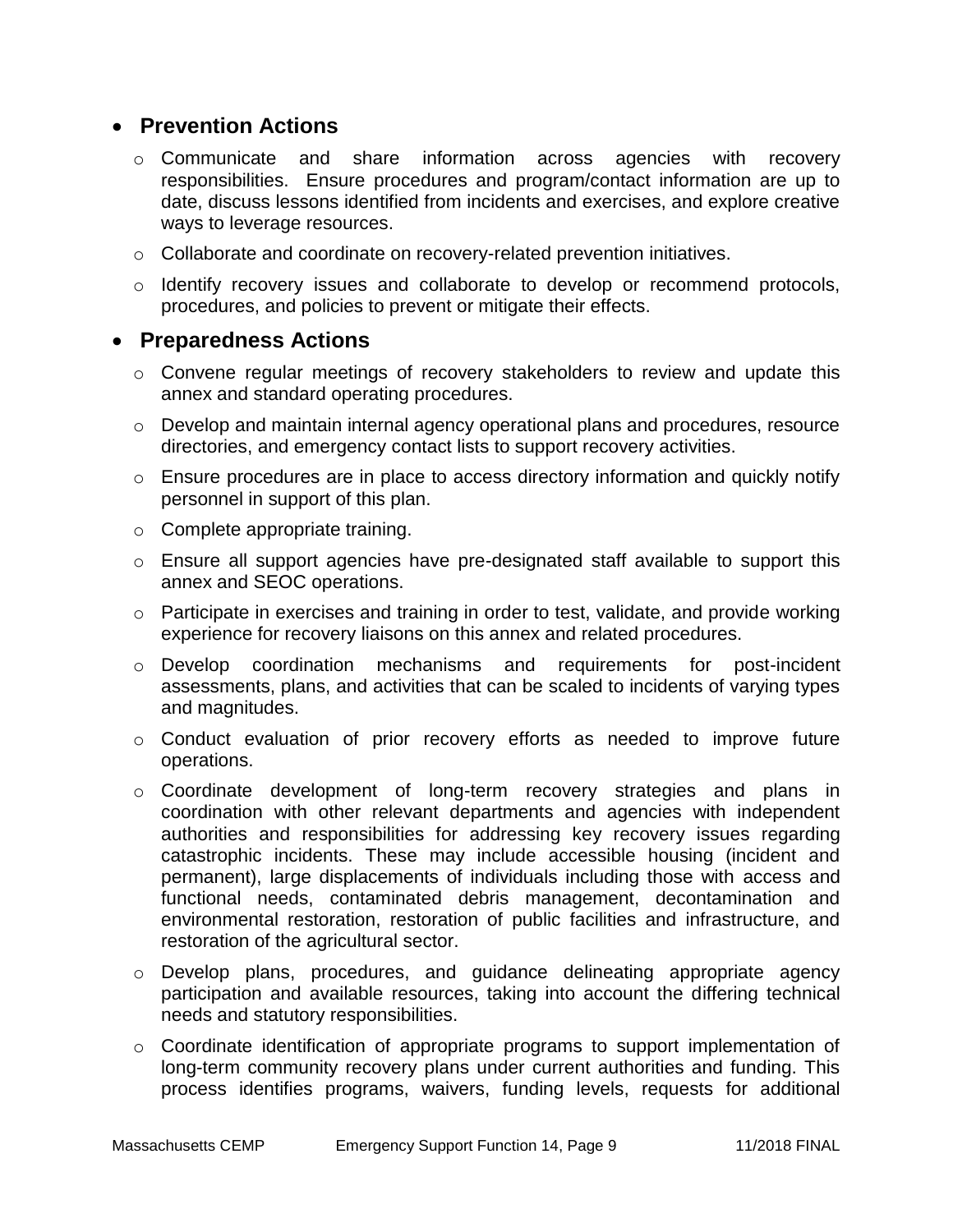- **Prevention Actions**
  - Communicate and share information across agencies with recovery responsibilities. Ensure procedures and program/contact information are up to date, discuss lessons identified from incidents and exercises, and explore creative ways to leverage resources.
  - Collaborate and coordinate on recovery-related prevention initiatives.
  - Identify recovery issues and collaborate to develop or recommend protocols, procedures, and policies to prevent or mitigate their effects.

- **Preparedness Actions**
  - Convene regular meetings of recovery stakeholders to review and update this annex and standard operating procedures.
  - Develop and maintain internal agency operational plans and procedures, resource directories, and emergency contact lists to support recovery activities.
  - Ensure procedures are in place to access directory information and quickly notify personnel in support of this plan.
  - Complete appropriate training.
  - Ensure all support agencies have pre-designated staff available to support this annex and SEOC operations.
  - Participate in exercises and training in order to test, validate, and provide working experience for recovery liaisons on this annex and related procedures.
  - Develop coordination mechanisms and requirements for post-incident assessments, plans, and activities that can be scaled to incidents of varying types and magnitudes.
  - Conduct evaluation of prior recovery efforts as needed to improve future operations.
  - Coordinate development of long-term recovery strategies and plans in coordination with other relevant departments and agencies with independent authorities and responsibilities for addressing key recovery issues regarding catastrophic incidents. These may include accessible housing (incident and permanent), large displacements of individuals including those with access and functional needs, contaminated debris management, decontamination and environmental restoration, restoration of public facilities and infrastructure, and restoration of the agricultural sector.
  - Develop plans, procedures, and guidance delineating appropriate agency participation and available resources, taking into account the differing technical needs and statutory responsibilities.
  - Coordinate identification of appropriate programs to support implementation of long-term community recovery plans under current authorities and funding. This process identifies programs, waivers, funding levels, requests for additional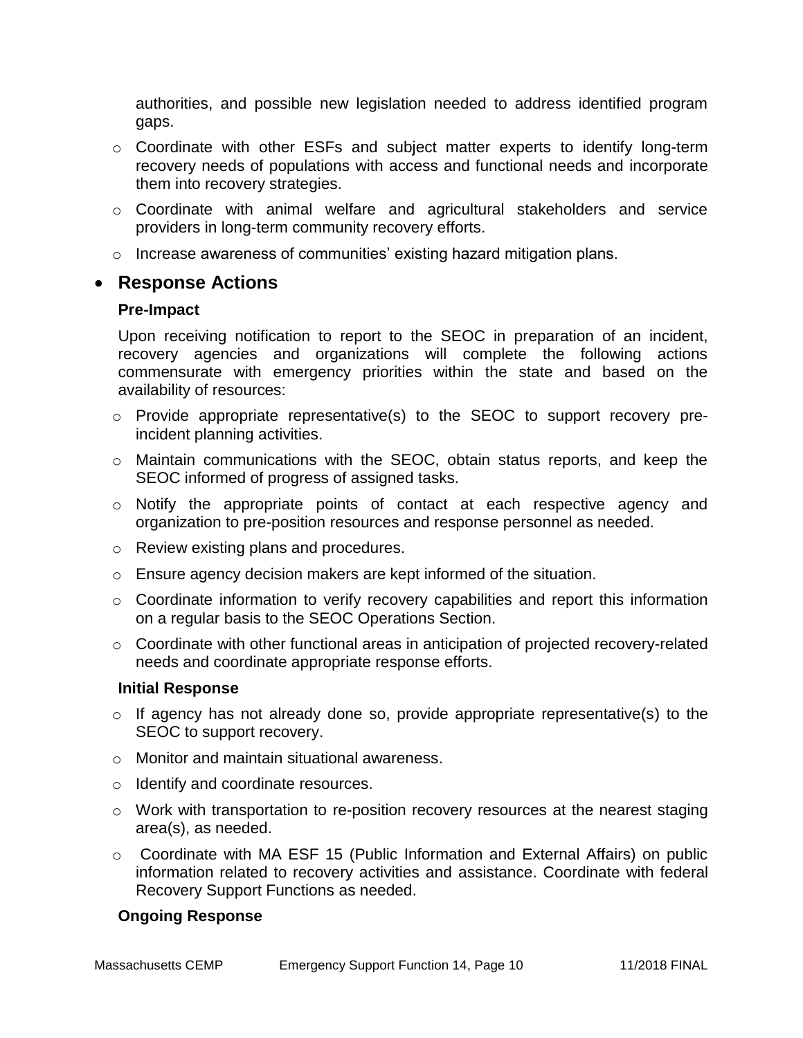authorities, and possible new legislation needed to address identified program gaps.

- Coordinate with other ESFs and subject matter experts to identify long-term recovery needs of populations with access and functional needs and incorporate them into recovery strategies.
- Coordinate with animal welfare and agricultural stakeholders and service providers in long-term community recovery efforts.
- Increase awareness of communities' existing hazard mitigation plans.

## Response Actions

### Pre-Impact

Upon receiving notification to report to the SEOC in preparation of an incident, recovery agencies and organizations will complete the following actions commensurate with emergency priorities within the state and based on the availability of resources:

- Provide appropriate representative(s) to the SEOC to support recovery pre-incident planning activities.
- Maintain communications with the SEOC, obtain status reports, and keep the SEOC informed of progress of assigned tasks.
- Notify the appropriate points of contact at each respective agency and organization to pre-position resources and response personnel as needed.
- Review existing plans and procedures.
- Ensure agency decision makers are kept informed of the situation.
- Coordinate information to verify recovery capabilities and report this information on a regular basis to the SEOC Operations Section.
- Coordinate with other functional areas in anticipation of projected recovery-related needs and coordinate appropriate response efforts.

### Initial Response

- If agency has not already done so, provide appropriate representative(s) to the SEOC to support recovery.
- Monitor and maintain situational awareness.
- Identify and coordinate resources.
- Work with transportation to re-position recovery resources at the nearest staging area(s), as needed.
- Coordinate with MA ESF 15 (Public Information and External Affairs) on public information related to recovery activities and assistance. Coordinate with federal Recovery Support Functions as needed.

### Ongoing Response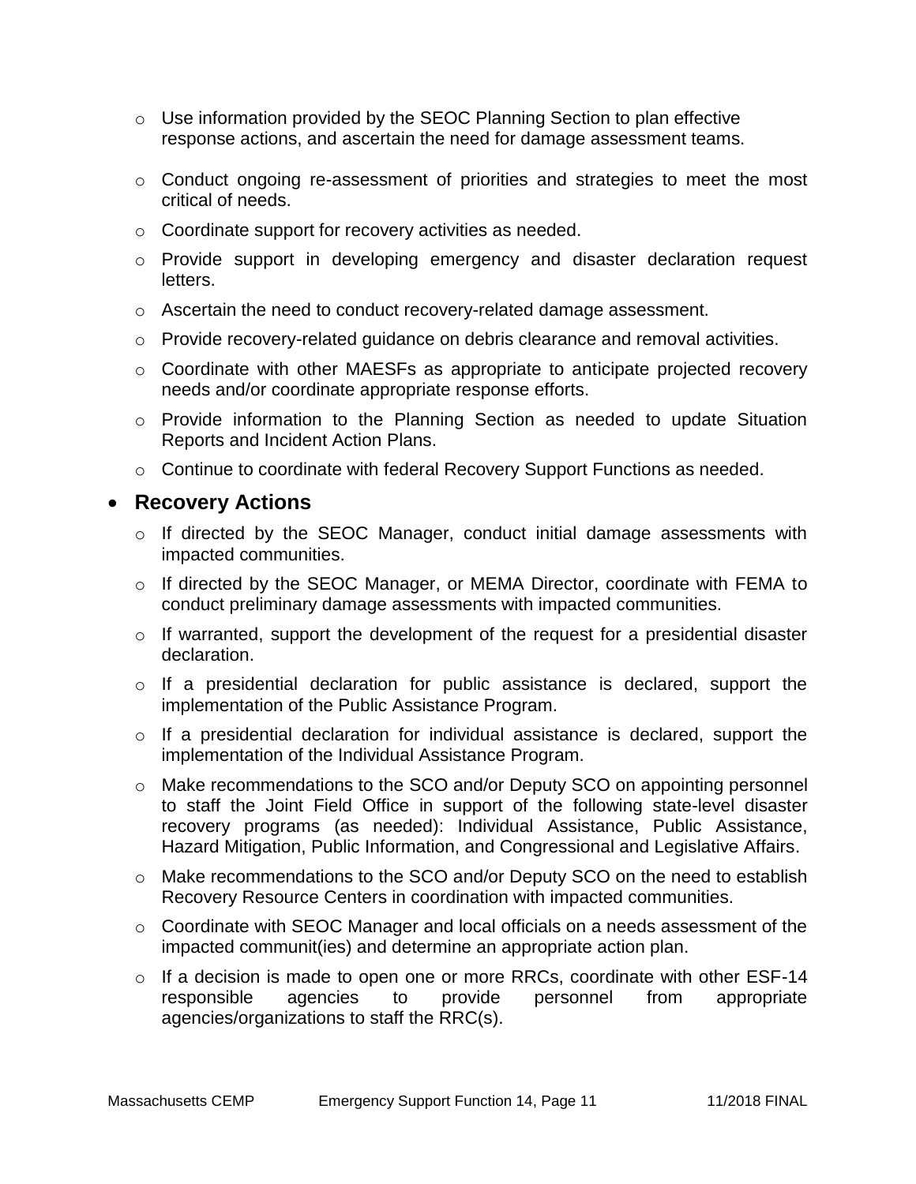- Use information provided by the SEOC Planning Section to plan effective response actions, and ascertain the need for damage assessment teams.
  - Conduct ongoing re-assessment of priorities and strategies to meet the most critical of needs.
  - Coordinate support for recovery activities as needed.
  - Provide support in developing emergency and disaster declaration request letters.
  - Ascertain the need to conduct recovery-related damage assessment.
  - Provide recovery-related guidance on debris clearance and removal activities.
  - Coordinate with other MAESFs as appropriate to anticipate projected recovery needs and/or coordinate appropriate response efforts.
  - Provide information to the Planning Section as needed to update Situation Reports and Incident Action Plans.
  - Continue to coordinate with federal Recovery Support Functions as needed.

- **Recovery Actions**
  - If directed by the SEOC Manager, conduct initial damage assessments with impacted communities.
  - If directed by the SEOC Manager, or MEMA Director, coordinate with FEMA to conduct preliminary damage assessments with impacted communities.
  - If warranted, support the development of the request for a presidential disaster declaration.
  - If a presidential declaration for public assistance is declared, support the implementation of the Public Assistance Program.
  - If a presidential declaration for individual assistance is declared, support the implementation of the Individual Assistance Program.
  - Make recommendations to the SCO and/or Deputy SCO on appointing personnel to staff the Joint Field Office in support of the following state-level disaster recovery programs (as needed): Individual Assistance, Public Assistance, Hazard Mitigation, Public Information, and Congressional and Legislative Affairs.
  - Make recommendations to the SCO and/or Deputy SCO on the need to establish Recovery Resource Centers in coordination with impacted communities.
  - Coordinate with SEOC Manager and local officials on a needs assessment of the impacted communit(ies) and determine an appropriate action plan.
  - If a decision is made to open one or more RRCs, coordinate with other ESF-14 responsible agencies to provide personnel from appropriate agencies/organizations to staff the RRC(s).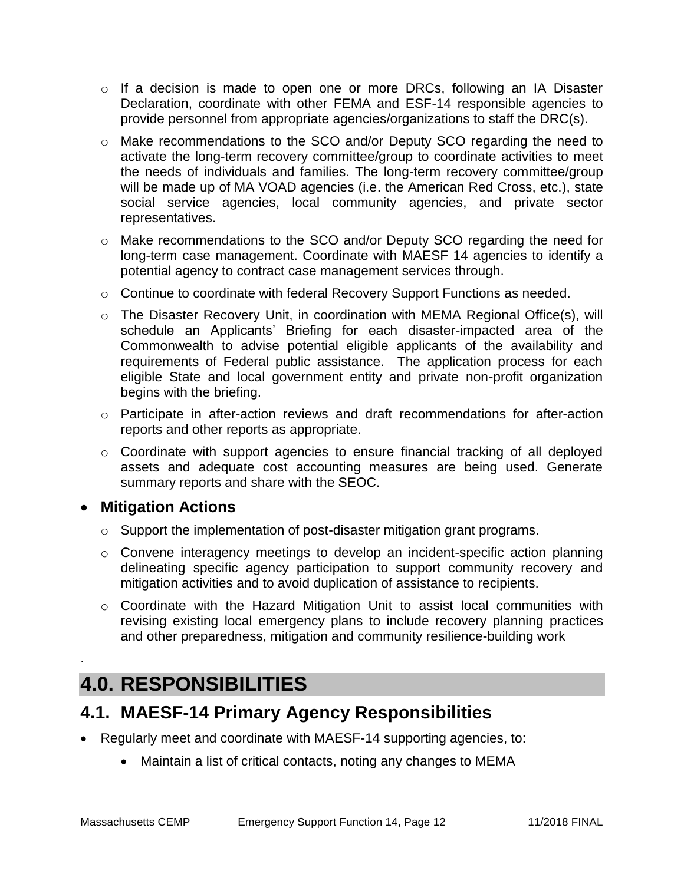- If a decision is made to open one or more DRCs, following an IA Disaster Declaration, coordinate with other FEMA and ESF-14 responsible agencies to provide personnel from appropriate agencies/organizations to staff the DRC(s).
  - Make recommendations to the SCO and/or Deputy SCO regarding the need to activate the long-term recovery committee/group to coordinate activities to meet the needs of individuals and families. The long-term recovery committee/group will be made up of MA VOAD agencies (i.e. the American Red Cross, etc.), state social service agencies, local community agencies, and private sector representatives.
  - Make recommendations to the SCO and/or Deputy SCO regarding the need for long-term case management. Coordinate with MAESF 14 agencies to identify a potential agency to contract case management services through.
  - Continue to coordinate with federal Recovery Support Functions as needed.
  - The Disaster Recovery Unit, in coordination with MEMA Regional Office(s), will schedule an Applicants' Briefing for each disaster-impacted area of the Commonwealth to advise potential eligible applicants of the availability and requirements of Federal public assistance. The application process for each eligible State and local government entity and private non-profit organization begins with the briefing.
  - Participate in after-action reviews and draft recommendations for after-action reports and other reports as appropriate.
  - Coordinate with support agencies to ensure financial tracking of all deployed assets and adequate cost accounting measures are being used. Generate summary reports and share with the SEOC.

- **Mitigation Actions**
  - Support the implementation of post-disaster mitigation grant programs.
  - Convene interagency meetings to develop an incident-specific action planning delineating specific agency participation to support community recovery and mitigation activities and to avoid duplication of assistance to recipients.
  - Coordinate with the Hazard Mitigation Unit to assist local communities with revising existing local emergency plans to include recovery planning practices and other preparedness, mitigation and community resilience-building work

.

# 4.0. RESPONSIBILITIES

## 4.1. MAESF-14 Primary Agency Responsibilities

- Regularly meet and coordinate with MAESF-14 supporting agencies, to:
  - Maintain a list of critical contacts, noting any changes to MEMA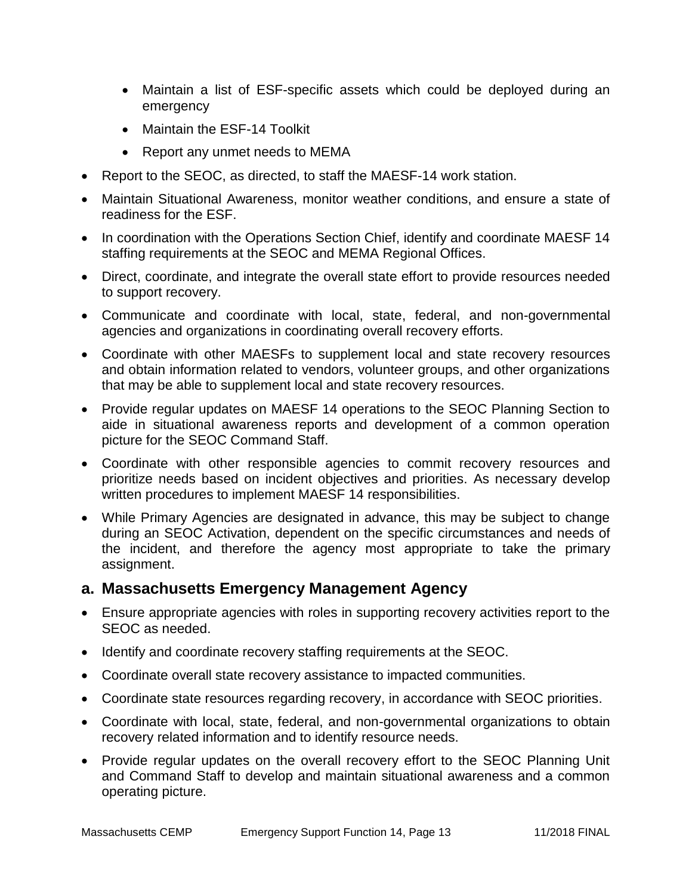- Maintain a list of ESF-specific assets which could be deployed during an emergency
  - Maintain the ESF-14 Toolkit
  - Report any unmet needs to MEMA
- Report to the SEOC, as directed, to staff the MAESF-14 work station.
- Maintain Situational Awareness, monitor weather conditions, and ensure a state of readiness for the ESF.
- In coordination with the Operations Section Chief, identify and coordinate MAESF 14 staffing requirements at the SEOC and MEMA Regional Offices.
- Direct, coordinate, and integrate the overall state effort to provide resources needed to support recovery.
- Communicate and coordinate with local, state, federal, and non-governmental agencies and organizations in coordinating overall recovery efforts.
- Coordinate with other MAESFs to supplement local and state recovery resources and obtain information related to vendors, volunteer groups, and other organizations that may be able to supplement local and state recovery resources.
- Provide regular updates on MAESF 14 operations to the SEOC Planning Section to aide in situational awareness reports and development of a common operation picture for the SEOC Command Staff.
- Coordinate with other responsible agencies to commit recovery resources and prioritize needs based on incident objectives and priorities. As necessary develop written procedures to implement MAESF 14 responsibilities.
- While Primary Agencies are designated in advance, this may be subject to change during an SEOC Activation, dependent on the specific circumstances and needs of the incident, and therefore the agency most appropriate to take the primary assignment.

## a. Massachusetts Emergency Management Agency

- Ensure appropriate agencies with roles in supporting recovery activities report to the SEOC as needed.
- Identify and coordinate recovery staffing requirements at the SEOC.
- Coordinate overall state recovery assistance to impacted communities.
- Coordinate state resources regarding recovery, in accordance with SEOC priorities.
- Coordinate with local, state, federal, and non-governmental organizations to obtain recovery related information and to identify resource needs.
- Provide regular updates on the overall recovery effort to the SEOC Planning Unit and Command Staff to develop and maintain situational awareness and a common operating picture.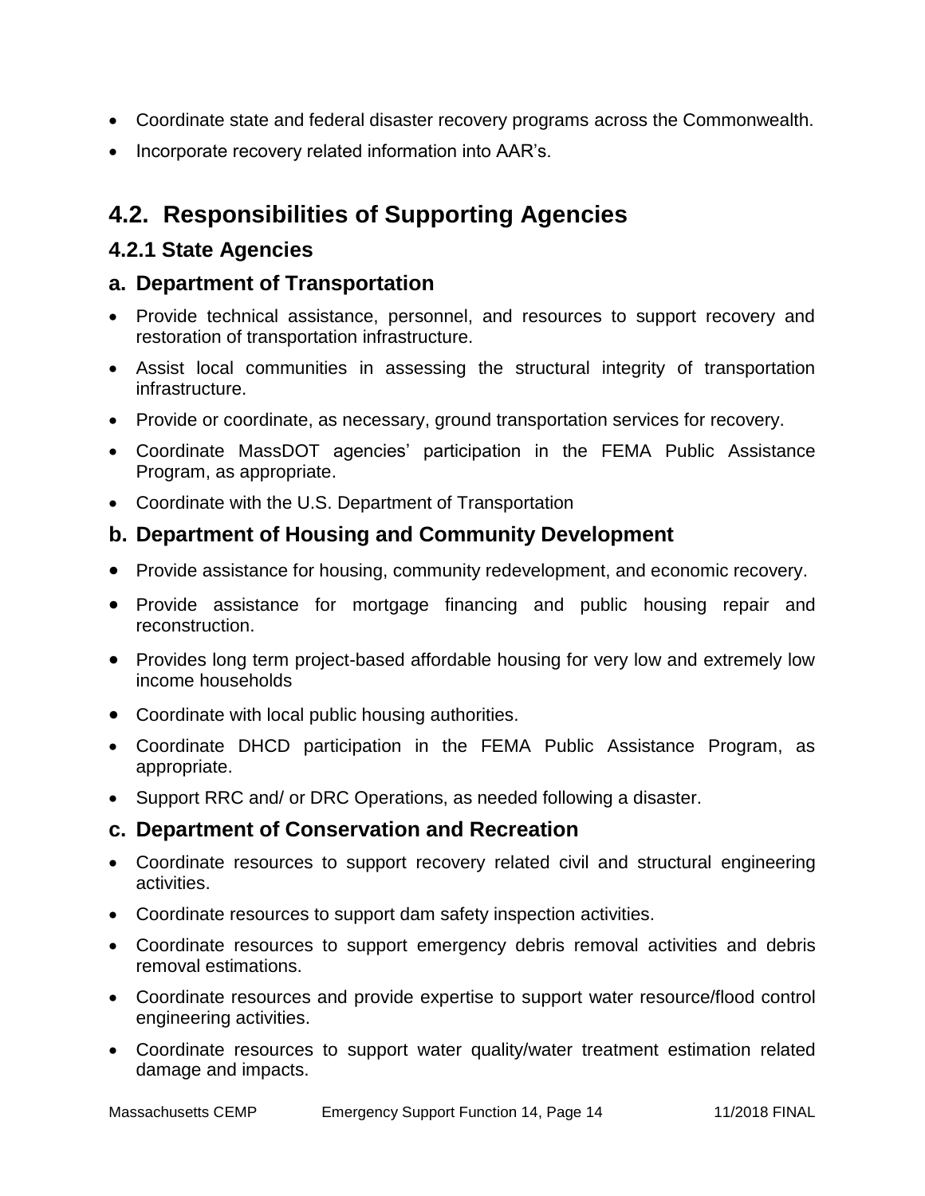- Coordinate state and federal disaster recovery programs across the Commonwealth.
- Incorporate recovery related information into AAR's.

## 4.2. Responsibilities of Supporting Agencies

### 4.2.1 State Agencies

### a. Department of Transportation

- Provide technical assistance, personnel, and resources to support recovery and restoration of transportation infrastructure.
- Assist local communities in assessing the structural integrity of transportation infrastructure.
- Provide or coordinate, as necessary, ground transportation services for recovery.
- Coordinate MassDOT agencies' participation in the FEMA Public Assistance Program, as appropriate.
- Coordinate with the U.S. Department of Transportation

### b. Department of Housing and Community Development

- Provide assistance for housing, community redevelopment, and economic recovery.
- Provide assistance for mortgage financing and public housing repair and reconstruction.
- Provides long term project-based affordable housing for very low and extremely low income households
- Coordinate with local public housing authorities.
- Coordinate DHCD participation in the FEMA Public Assistance Program, as appropriate.
- Support RRC and/ or DRC Operations, as needed following a disaster.

### c. Department of Conservation and Recreation

- Coordinate resources to support recovery related civil and structural engineering activities.
- Coordinate resources to support dam safety inspection activities.
- Coordinate resources to support emergency debris removal activities and debris removal estimations.
- Coordinate resources and provide expertise to support water resource/flood control engineering activities.
- Coordinate resources to support water quality/water treatment estimation related damage and impacts.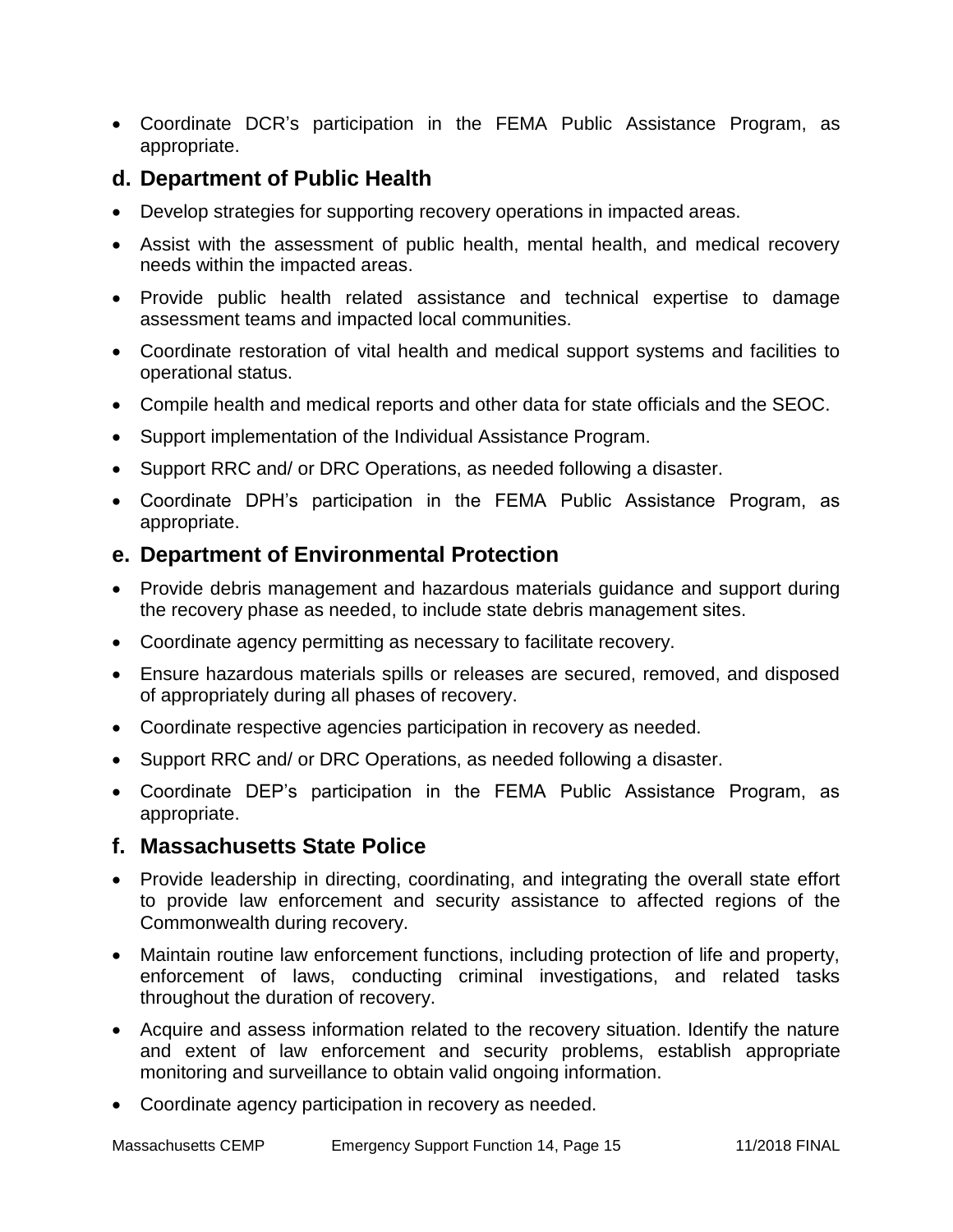- Coordinate DCR's participation in the FEMA Public Assistance Program, as appropriate.

### d. Department of Public Health

- Develop strategies for supporting recovery operations in impacted areas.
- Assist with the assessment of public health, mental health, and medical recovery needs within the impacted areas.
- Provide public health related assistance and technical expertise to damage assessment teams and impacted local communities.
- Coordinate restoration of vital health and medical support systems and facilities to operational status.
- Compile health and medical reports and other data for state officials and the SEOC.
- Support implementation of the Individual Assistance Program.
- Support RRC and/ or DRC Operations, as needed following a disaster.
- Coordinate DPH's participation in the FEMA Public Assistance Program, as appropriate.

### e. Department of Environmental Protection

- Provide debris management and hazardous materials guidance and support during the recovery phase as needed, to include state debris management sites.
- Coordinate agency permitting as necessary to facilitate recovery.
- Ensure hazardous materials spills or releases are secured, removed, and disposed of appropriately during all phases of recovery.
- Coordinate respective agencies participation in recovery as needed.
- Support RRC and/ or DRC Operations, as needed following a disaster.
- Coordinate DEP's participation in the FEMA Public Assistance Program, as appropriate.

### f. Massachusetts State Police

- Provide leadership in directing, coordinating, and integrating the overall state effort to provide law enforcement and security assistance to affected regions of the Commonwealth during recovery.
- Maintain routine law enforcement functions, including protection of life and property, enforcement of laws, conducting criminal investigations, and related tasks throughout the duration of recovery.
- Acquire and assess information related to the recovery situation. Identify the nature and extent of law enforcement and security problems, establish appropriate monitoring and surveillance to obtain valid ongoing information.
- Coordinate agency participation in recovery as needed.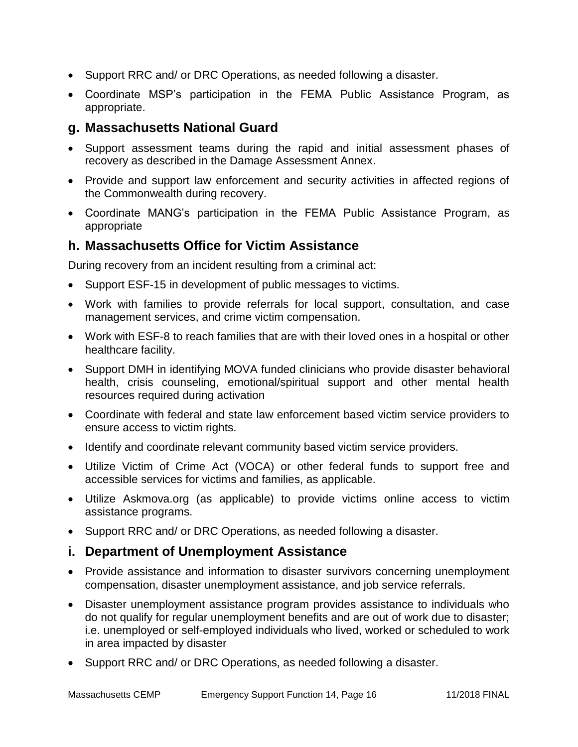- Support RRC and/ or DRC Operations, as needed following a disaster.
- Coordinate MSP's participation in the FEMA Public Assistance Program, as appropriate.

## g. Massachusetts National Guard

- Support assessment teams during the rapid and initial assessment phases of recovery as described in the Damage Assessment Annex.
- Provide and support law enforcement and security activities in affected regions of the Commonwealth during recovery.
- Coordinate MANG's participation in the FEMA Public Assistance Program, as appropriate

## h. Massachusetts Office for Victim Assistance

During recovery from an incident resulting from a criminal act:

- Support ESF-15 in development of public messages to victims.
- Work with families to provide referrals for local support, consultation, and case management services, and crime victim compensation.
- Work with ESF-8 to reach families that are with their loved ones in a hospital or other healthcare facility.
- Support DMH in identifying MOVA funded clinicians who provide disaster behavioral health, crisis counseling, emotional/spiritual support and other mental health resources required during activation
- Coordinate with federal and state law enforcement based victim service providers to ensure access to victim rights.
- Identify and coordinate relevant community based victim service providers.
- Utilize Victim of Crime Act (VOCA) or other federal funds to support free and accessible services for victims and families, as applicable.
- Utilize Askmova.org (as applicable) to provide victims online access to victim assistance programs.
- Support RRC and/ or DRC Operations, as needed following a disaster.

## i. Department of Unemployment Assistance

- Provide assistance and information to disaster survivors concerning unemployment compensation, disaster unemployment assistance, and job service referrals.
- Disaster unemployment assistance program provides assistance to individuals who do not qualify for regular unemployment benefits and are out of work due to disaster; i.e. unemployed or self-employed individuals who lived, worked or scheduled to work in area impacted by disaster
- Support RRC and/ or DRC Operations, as needed following a disaster.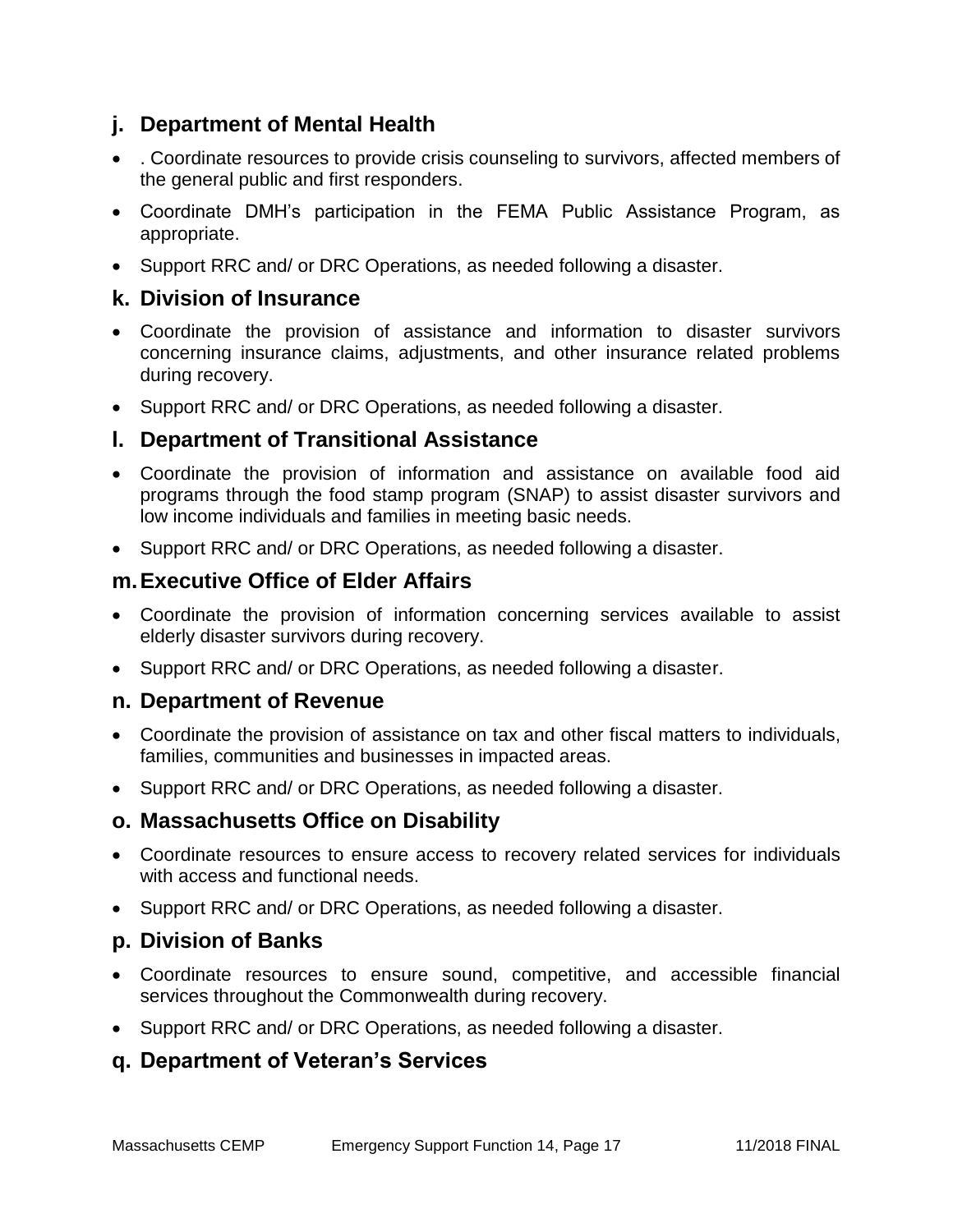## j. Department of Mental Health

- . Coordinate resources to provide crisis counseling to survivors, affected members of the general public and first responders.
- Coordinate DMH's participation in the FEMA Public Assistance Program, as appropriate.
- Support RRC and/ or DRC Operations, as needed following a disaster.

## k. Division of Insurance

- Coordinate the provision of assistance and information to disaster survivors concerning insurance claims, adjustments, and other insurance related problems during recovery.
- Support RRC and/ or DRC Operations, as needed following a disaster.

## l. Department of Transitional Assistance

- Coordinate the provision of information and assistance on available food aid programs through the food stamp program (SNAP) to assist disaster survivors and low income individuals and families in meeting basic needs.
- Support RRC and/ or DRC Operations, as needed following a disaster.

## m. Executive Office of Elder Affairs

- Coordinate the provision of information concerning services available to assist elderly disaster survivors during recovery.
- Support RRC and/ or DRC Operations, as needed following a disaster.

## n. Department of Revenue

- Coordinate the provision of assistance on tax and other fiscal matters to individuals, families, communities and businesses in impacted areas.
- Support RRC and/ or DRC Operations, as needed following a disaster.

## o. Massachusetts Office on Disability

- Coordinate resources to ensure access to recovery related services for individuals with access and functional needs.
- Support RRC and/ or DRC Operations, as needed following a disaster.

## p. Division of Banks

- Coordinate resources to ensure sound, competitive, and accessible financial services throughout the Commonwealth during recovery.
- Support RRC and/ or DRC Operations, as needed following a disaster.

## q. Department of Veteran's Services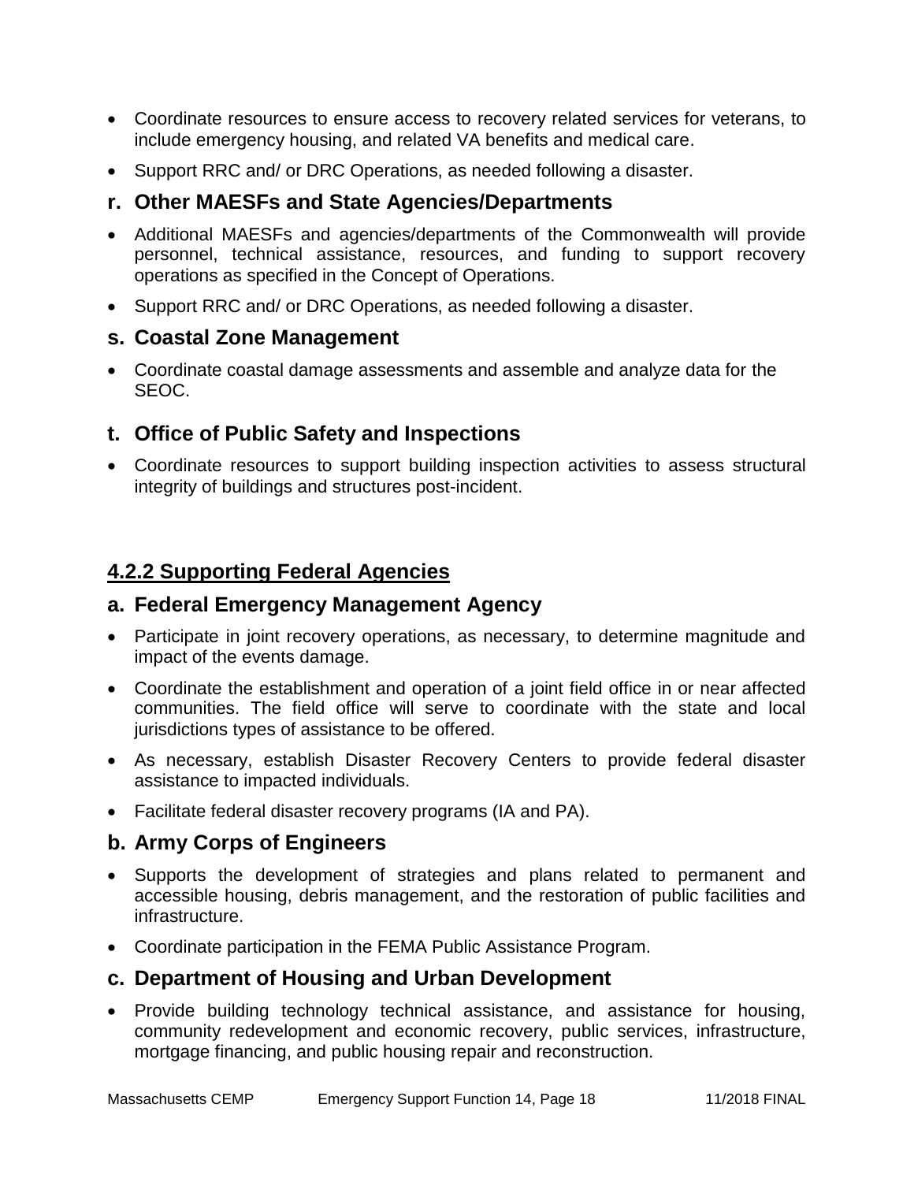- Coordinate resources to ensure access to recovery related services for veterans, to include emergency housing, and related VA benefits and medical care.
- Support RRC and/ or DRC Operations, as needed following a disaster.

### r. Other MAESFs and State Agencies/Departments

- Additional MAESFs and agencies/departments of the Commonwealth will provide personnel, technical assistance, resources, and funding to support recovery operations as specified in the Concept of Operations.
- Support RRC and/ or DRC Operations, as needed following a disaster.

### s. Coastal Zone Management

- Coordinate coastal damage assessments and assemble and analyze data for the SEOC.

### t. Office of Public Safety and Inspections

- Coordinate resources to support building inspection activities to assess structural integrity of buildings and structures post-incident.

## 4.2.2 Supporting Federal Agencies

### a. Federal Emergency Management Agency

- Participate in joint recovery operations, as necessary, to determine magnitude and impact of the events damage.
- Coordinate the establishment and operation of a joint field office in or near affected communities. The field office will serve to coordinate with the state and local jurisdictions types of assistance to be offered.
- As necessary, establish Disaster Recovery Centers to provide federal disaster assistance to impacted individuals.
- Facilitate federal disaster recovery programs (IA and PA).

### b. Army Corps of Engineers

- Supports the development of strategies and plans related to permanent and accessible housing, debris management, and the restoration of public facilities and infrastructure.
- Coordinate participation in the FEMA Public Assistance Program.

### c. Department of Housing and Urban Development

- Provide building technology technical assistance, and assistance for housing, community redevelopment and economic recovery, public services, infrastructure, mortgage financing, and public housing repair and reconstruction.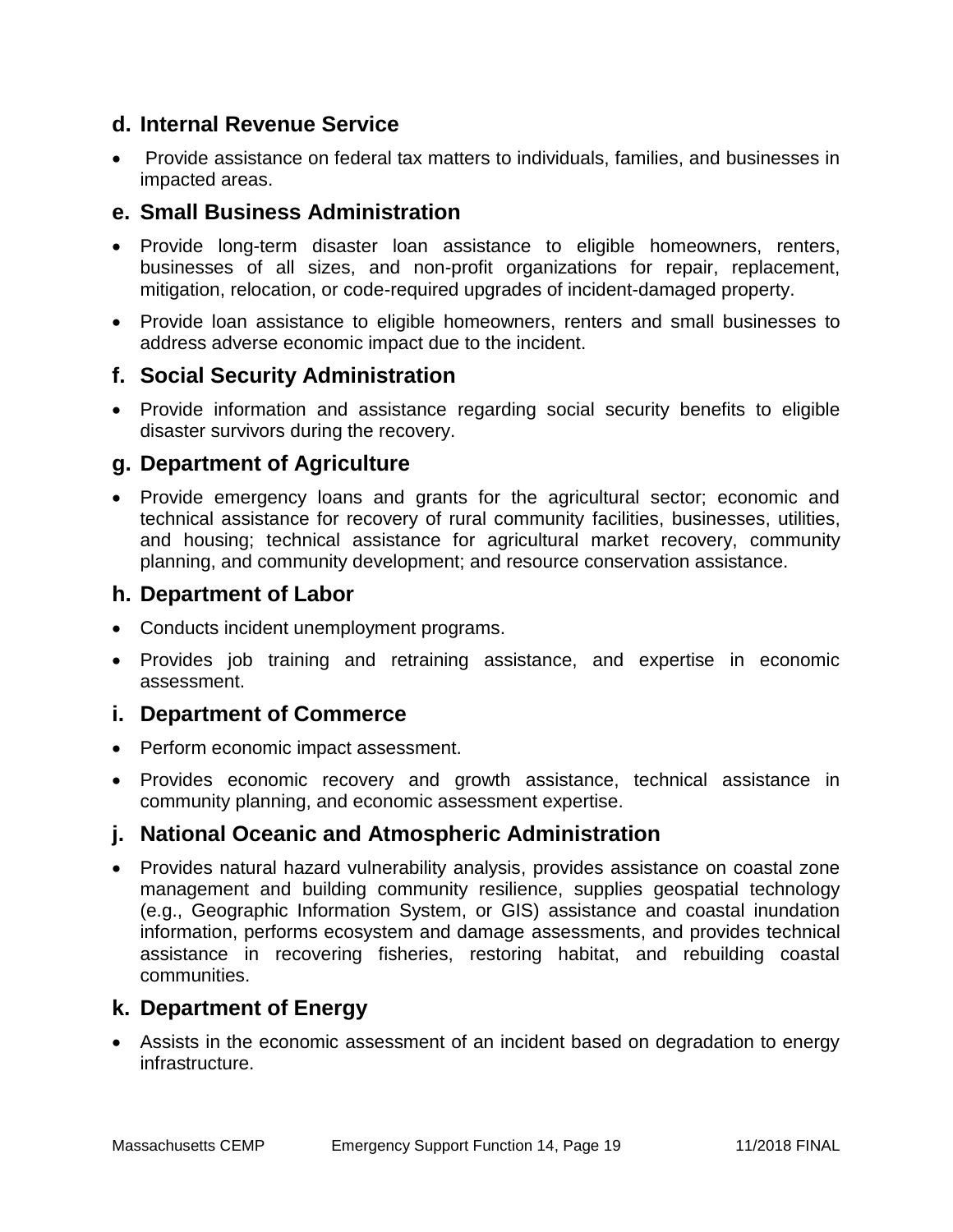### d. Internal Revenue Service

- Provide assistance on federal tax matters to individuals, families, and businesses in impacted areas.

### e. Small Business Administration

- Provide long-term disaster loan assistance to eligible homeowners, renters, businesses of all sizes, and non-profit organizations for repair, replacement, mitigation, relocation, or code-required upgrades of incident-damaged property.
- Provide loan assistance to eligible homeowners, renters and small businesses to address adverse economic impact due to the incident.

### f. Social Security Administration

- Provide information and assistance regarding social security benefits to eligible disaster survivors during the recovery.

### g. Department of Agriculture

- Provide emergency loans and grants for the agricultural sector; economic and technical assistance for recovery of rural community facilities, businesses, utilities, and housing; technical assistance for agricultural market recovery, community planning, and community development; and resource conservation assistance.

### h. Department of Labor

- Conducts incident unemployment programs.
- Provides job training and retraining assistance, and expertise in economic assessment.

### i. Department of Commerce

- Perform economic impact assessment.
- Provides economic recovery and growth assistance, technical assistance in community planning, and economic assessment expertise.

### j. National Oceanic and Atmospheric Administration

- Provides natural hazard vulnerability analysis, provides assistance on coastal zone management and building community resilience, supplies geospatial technology (e.g., Geographic Information System, or GIS) assistance and coastal inundation information, performs ecosystem and damage assessments, and provides technical assistance in recovering fisheries, restoring habitat, and rebuilding coastal communities.

### k. Department of Energy

- Assists in the economic assessment of an incident based on degradation to energy infrastructure.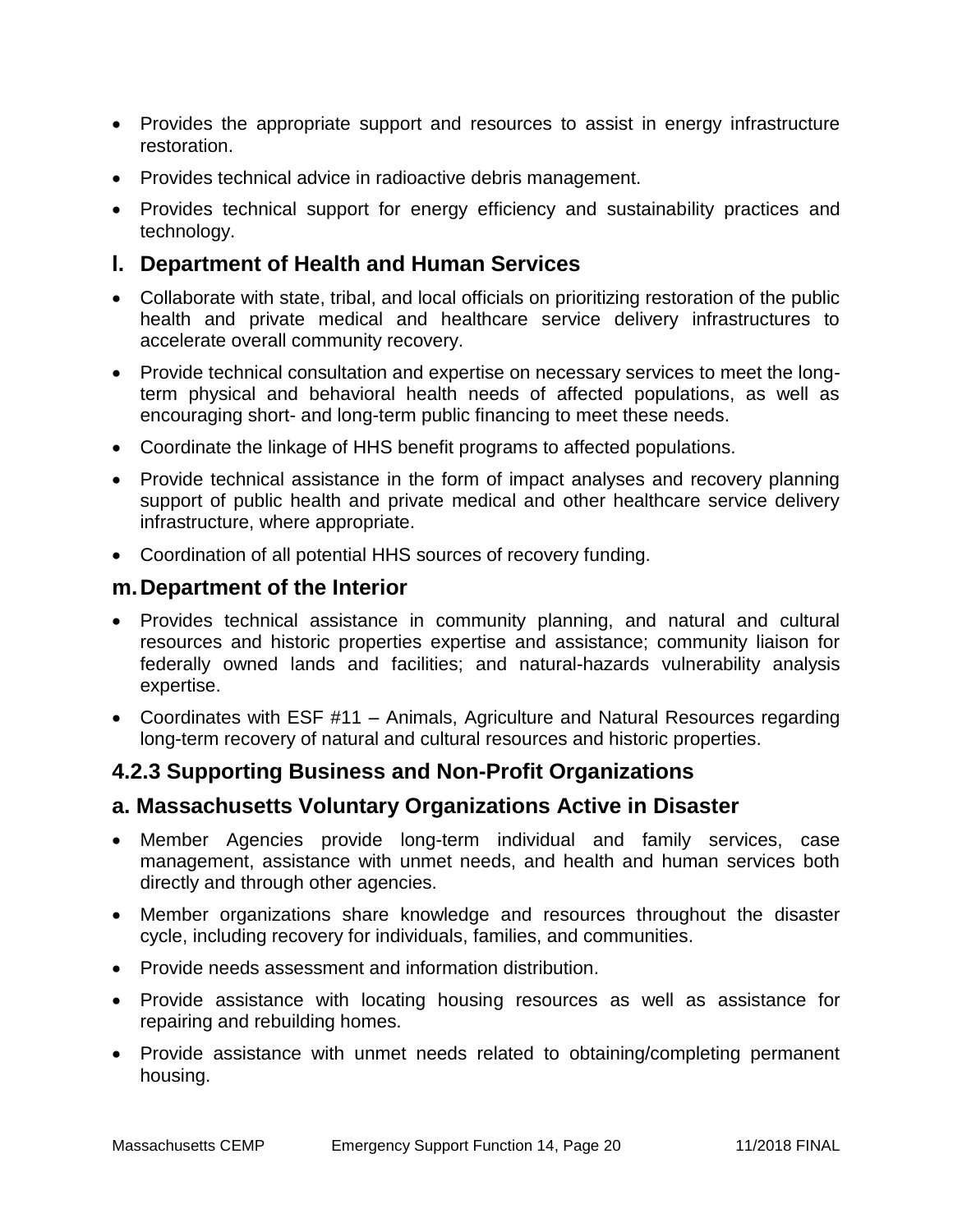- Provides the appropriate support and resources to assist in energy infrastructure restoration.
- Provides technical advice in radioactive debris management.
- Provides technical support for energy efficiency and sustainability practices and technology.

### l. Department of Health and Human Services

- Collaborate with state, tribal, and local officials on prioritizing restoration of the public health and private medical and healthcare service delivery infrastructures to accelerate overall community recovery.
- Provide technical consultation and expertise on necessary services to meet the long-term physical and behavioral health needs of affected populations, as well as encouraging short- and long-term public financing to meet these needs.
- Coordinate the linkage of HHS benefit programs to affected populations.
- Provide technical assistance in the form of impact analyses and recovery planning support of public health and private medical and other healthcare service delivery infrastructure, where appropriate.
- Coordination of all potential HHS sources of recovery funding.

### m. Department of the Interior

- Provides technical assistance in community planning, and natural and cultural resources and historic properties expertise and assistance; community liaison for federally owned lands and facilities; and natural-hazards vulnerability analysis expertise.
- Coordinates with ESF #11 – Animals, Agriculture and Natural Resources regarding long-term recovery of natural and cultural resources and historic properties.

## 4.2.3 Supporting Business and Non-Profit Organizations

### a. Massachusetts Voluntary Organizations Active in Disaster

- Member Agencies provide long-term individual and family services, case management, assistance with unmet needs, and health and human services both directly and through other agencies.
- Member organizations share knowledge and resources throughout the disaster cycle, including recovery for individuals, families, and communities.
- Provide needs assessment and information distribution.
- Provide assistance with locating housing resources as well as assistance for repairing and rebuilding homes.
- Provide assistance with unmet needs related to obtaining/completing permanent housing.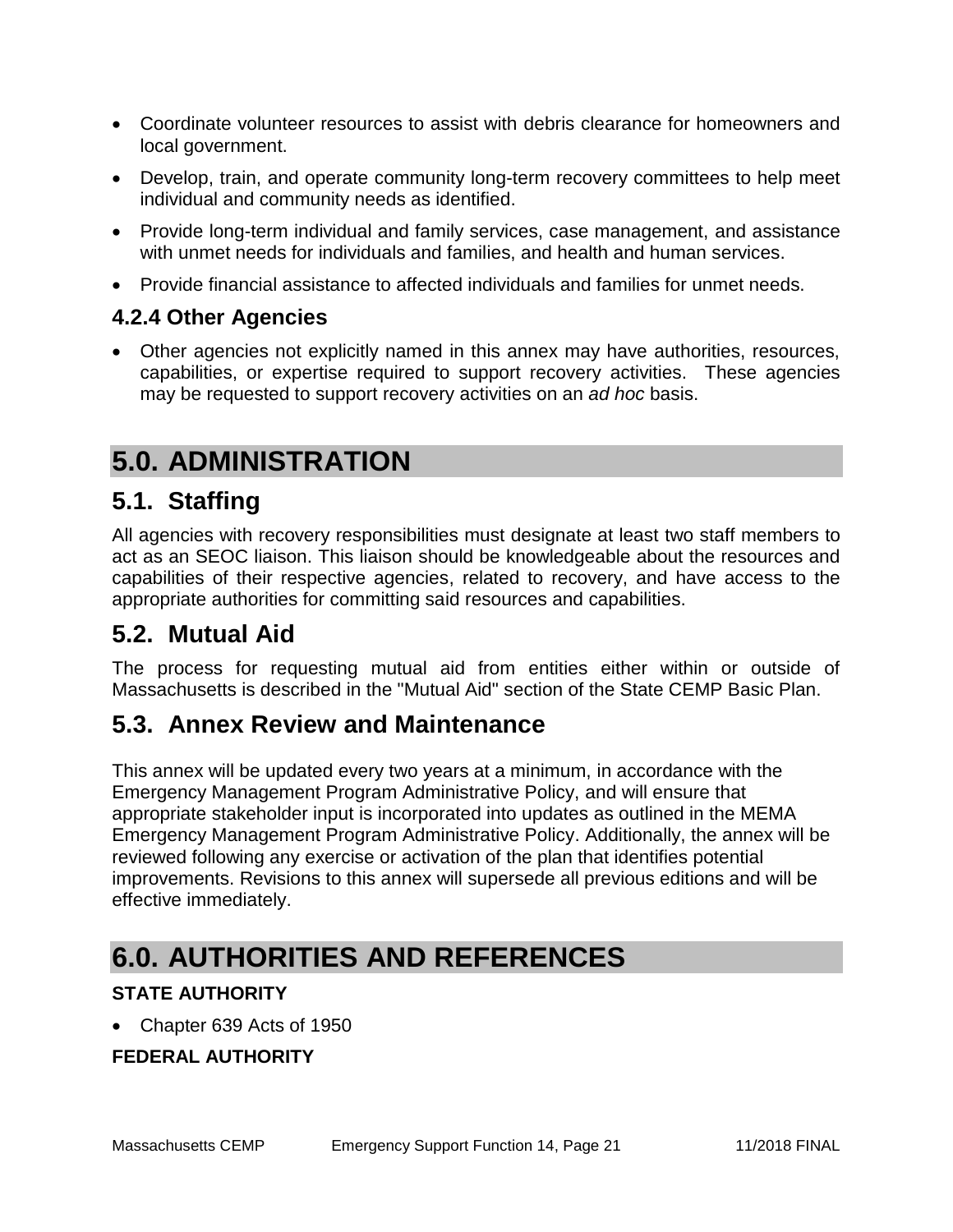- Coordinate volunteer resources to assist with debris clearance for homeowners and local government.
- Develop, train, and operate community long-term recovery committees to help meet individual and community needs as identified.
- Provide long-term individual and family services, case management, and assistance with unmet needs for individuals and families, and health and human services.
- Provide financial assistance to affected individuals and families for unmet needs.

### 4.2.4 Other Agencies

- Other agencies not explicitly named in this annex may have authorities, resources, capabilities, or expertise required to support recovery activities. These agencies may be requested to support recovery activities on an *ad hoc* basis.

# 5.0. ADMINISTRATION

## 5.1. Staffing

All agencies with recovery responsibilities must designate at least two staff members to act as an SEOC liaison. This liaison should be knowledgeable about the resources and capabilities of their respective agencies, related to recovery, and have access to the appropriate authorities for committing said resources and capabilities.

## 5.2. Mutual Aid

The process for requesting mutual aid from entities either within or outside of Massachusetts is described in the "Mutual Aid" section of the State CEMP Basic Plan.

## 5.3. Annex Review and Maintenance

This annex will be updated every two years at a minimum, in accordance with the Emergency Management Program Administrative Policy, and will ensure that appropriate stakeholder input is incorporated into updates as outlined in the MEMA Emergency Management Program Administrative Policy. Additionally, the annex will be reviewed following any exercise or activation of the plan that identifies potential improvements. Revisions to this annex will supersede all previous editions and will be effective immediately.

# 6.0. AUTHORITIES AND REFERENCES

**STATE AUTHORITY**

- Chapter 639 Acts of 1950

**FEDERAL AUTHORITY**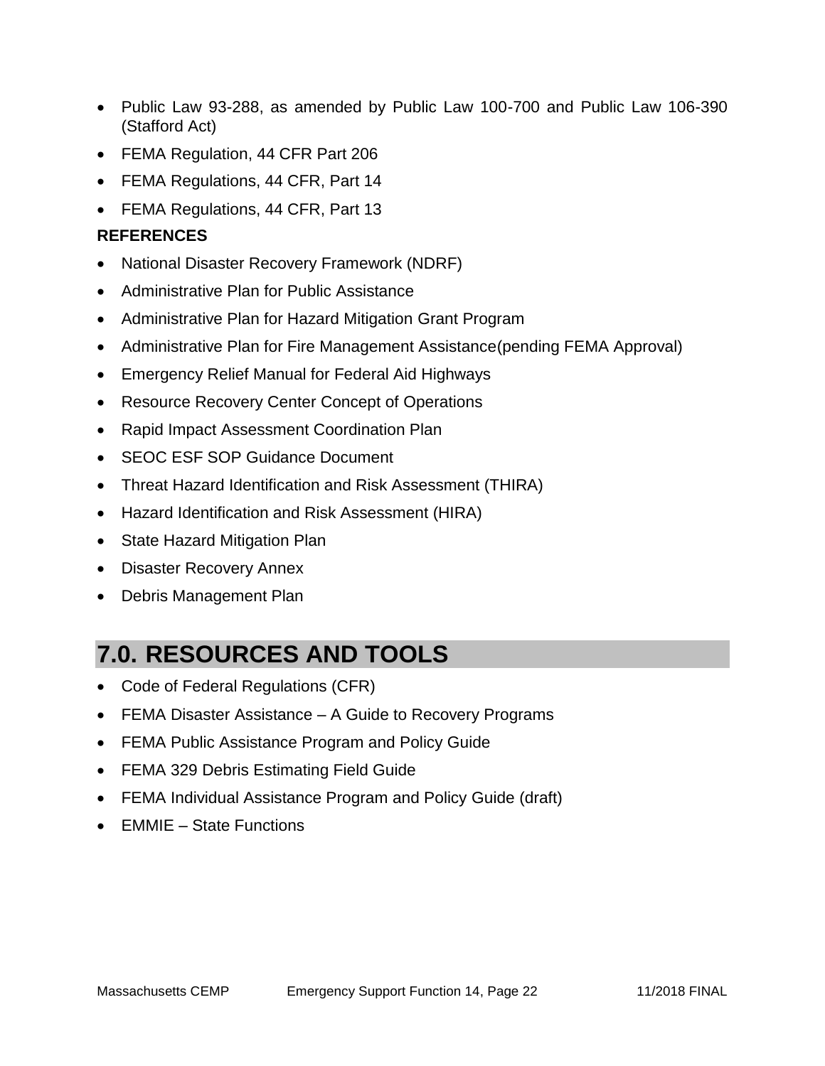- Public Law 93-288, as amended by Public Law 100-700 and Public Law 106-390 (Stafford Act)
- FEMA Regulation, 44 CFR Part 206
- FEMA Regulations, 44 CFR, Part 14
- FEMA Regulations, 44 CFR, Part 13

**REFERENCES**

- National Disaster Recovery Framework (NDRF)
- Administrative Plan for Public Assistance
- Administrative Plan for Hazard Mitigation Grant Program
- Administrative Plan for Fire Management Assistance(pending FEMA Approval)
- Emergency Relief Manual for Federal Aid Highways
- Resource Recovery Center Concept of Operations
- Rapid Impact Assessment Coordination Plan
- SEOC ESF SOP Guidance Document
- Threat Hazard Identification and Risk Assessment (THIRA)
- Hazard Identification and Risk Assessment (HIRA)
- State Hazard Mitigation Plan
- Disaster Recovery Annex
- Debris Management Plan

# 7.0. RESOURCES AND TOOLS

- Code of Federal Regulations (CFR)
- FEMA Disaster Assistance – A Guide to Recovery Programs
- FEMA Public Assistance Program and Policy Guide
- FEMA 329 Debris Estimating Field Guide
- FEMA Individual Assistance Program and Policy Guide (draft)
- EMMIE – State Functions